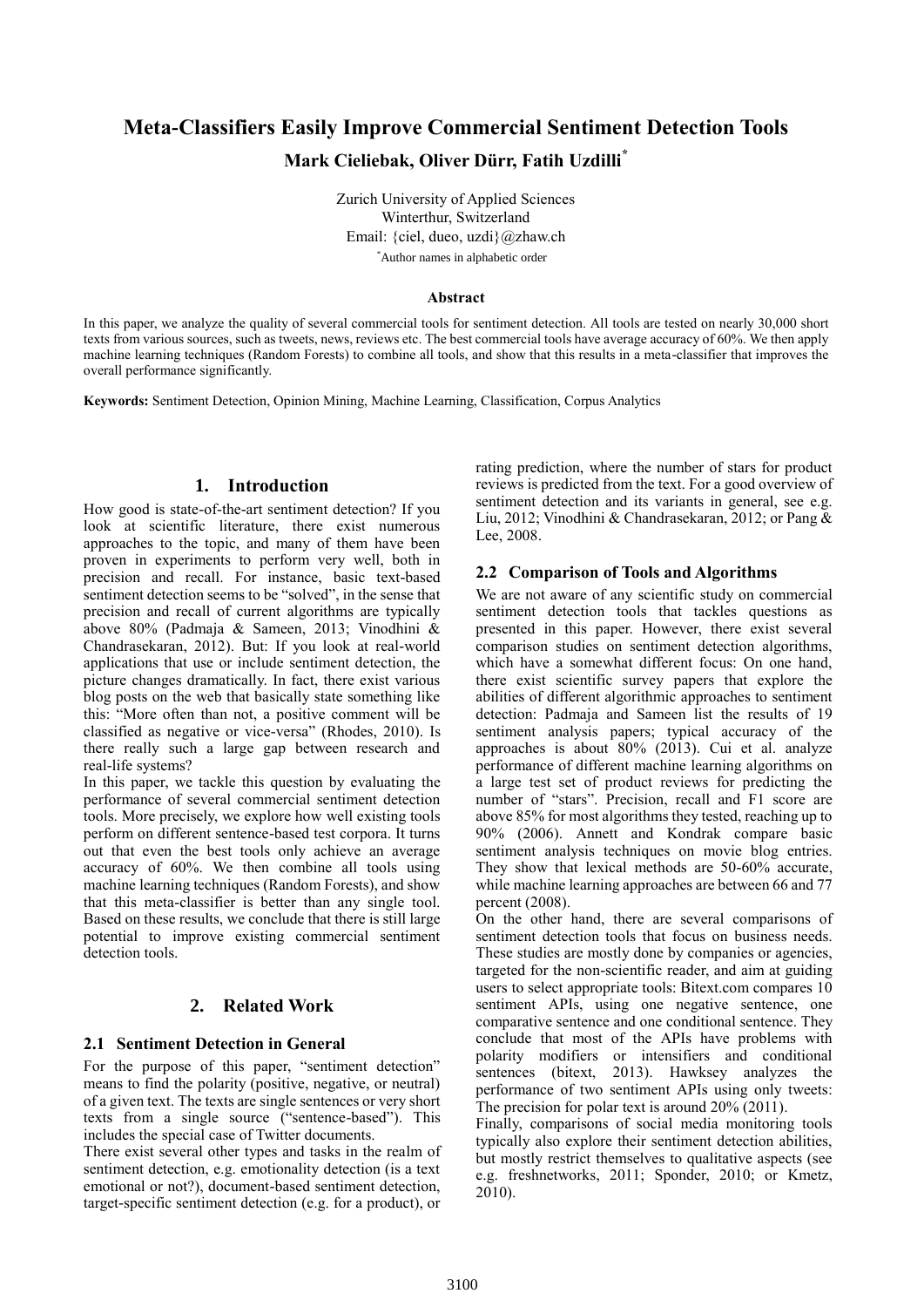# Meta-Classifiers Easily Improve Commercial Sentiment Detection Tools

**Mark Cieliebak, Oliver Dürr, Fatih Uzdilli***

Zurich University of Applied Sciences
Winterthur, Switzerland
Email: {ciel, dueo, uzdi}@zhaw.ch
*Author names in alphabetic order

### Abstract

In this paper, we analyze the quality of several commercial tools for sentiment detection. All tools are tested on nearly 30,000 short texts from various sources, such as tweets, news, reviews etc. The best commercial tools have average accuracy of 60%. We then apply machine learning techniques (Random Forests) to combine all tools, and show that this results in a meta-classifier that improves the overall performance significantly.

**Keywords:** Sentiment Detection, Opinion Mining, Machine Learning, Classification, Corpus Analytics

## 1. Introduction

How good is state-of-the-art sentiment detection? If you look at scientific literature, there exist numerous approaches to the topic, and many of them have been proven in experiments to perform very well, both in precision and recall. For instance, basic text-based sentiment detection seems to be "solved", in the sense that precision and recall of current algorithms are typically above 80% (Padmaja & Sameen, 2013; Vinodhini & Chandrasekaran, 2012). But: If you look at real-world applications that use or include sentiment detection, the picture changes dramatically. In fact, there exist various blog posts on the web that basically state something like this: "More often than not, a positive comment will be classified as negative or vice-versa" (Rhodes, 2010). Is there really such a large gap between research and real-life systems?

In this paper, we tackle this question by evaluating the performance of several commercial sentiment detection tools. More precisely, we explore how well existing tools perform on different sentence-based test corpora. It turns out that even the best tools only achieve an average accuracy of 60%. We then combine all tools using machine learning techniques (Random Forests), and show that this meta-classifier is better than any single tool. Based on these results, we conclude that there is still large potential to improve existing commercial sentiment detection tools.

## 2. Related Work

### 2.1 Sentiment Detection in General

For the purpose of this paper, "sentiment detection" means to find the polarity (positive, negative, or neutral) of a given text. The texts are single sentences or very short texts from a single source ("sentence-based"). This includes the special case of Twitter documents.

There exist several other types and tasks in the realm of sentiment detection, e.g. emotionality detection (is a text emotional or not?), document-based sentiment detection, target-specific sentiment detection (e.g. for a product), or rating prediction, where the number of stars for product reviews is predicted from the text. For a good overview of sentiment detection and its variants in general, see e.g. Liu, 2012; Vinodhini & Chandrasekaran, 2012; or Pang & Lee, 2008.

### 2.2 Comparison of Tools and Algorithms

We are not aware of any scientific study on commercial sentiment detection tools that tackles questions as presented in this paper. However, there exist several comparison studies on sentiment detection algorithms, which have a somewhat different focus: On one hand, there exist scientific survey papers that explore the abilities of different algorithmic approaches to sentiment detection: Padmaja and Sameen list the results of 19 sentiment analysis papers; typical accuracy of the approaches is about 80% (2013). Cui et al. analyze performance of different machine learning algorithms on a large test set of product reviews for predicting the number of "stars". Precision, recall and F1 score are above 85% for most algorithms they tested, reaching up to 90% (2006). Annett and Kondrak compare basic sentiment analysis techniques on movie blog entries. They show that lexical methods are 50-60% accurate, while machine learning approaches are between 66 and 77 percent (2008).

On the other hand, there are several comparisons of sentiment detection tools that focus on business needs. These studies are mostly done by companies or agencies, targeted for the non-scientific reader, and aim at guiding users to select appropriate tools: Bitext.com compares 10 sentiment APIs, using one negative sentence, one comparative sentence and one conditional sentence. They conclude that most of the APIs have problems with polarity modifiers or intensifiers and conditional sentences (bitext, 2013). Hawksey analyzes the performance of two sentiment APIs using only tweets: The precision for polar text is around 20% (2011).

Finally, comparisons of social media monitoring tools typically also explore their sentiment detection abilities, but mostly restrict themselves to qualitative aspects (see e.g. freshnetworks, 2011; Sponder, 2010; or Kmetz, 2010).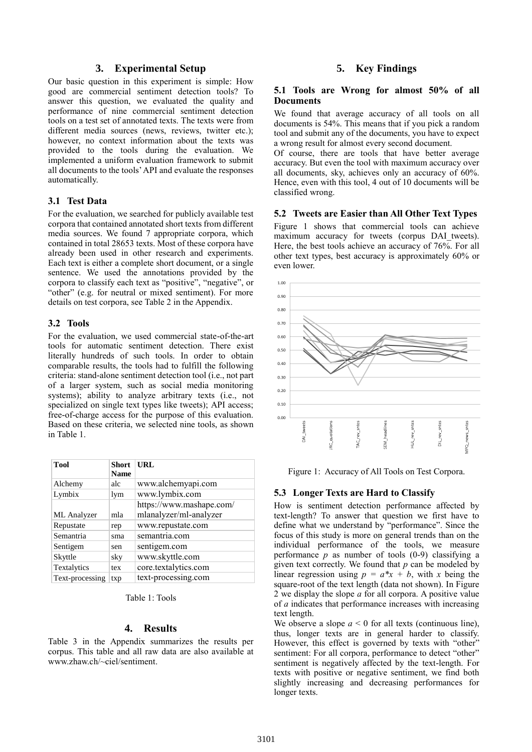## 3. Experimental Setup

Our basic question in this experiment is simple: How good are commercial sentiment detection tools? To answer this question, we evaluated the quality and performance of nine commercial sentiment detection tools on a test set of annotated texts. The texts were from different media sources (news, reviews, twitter etc.); however, no context information about the texts was provided to the tools during the evaluation. We implemented a uniform evaluation framework to submit all documents to the tools' API and evaluate the responses automatically.

### 3.1 Test Data

For the evaluation, we searched for publicly available test corpora that contained annotated short texts from different media sources. We found 7 appropriate corpora, which contained in total 28653 texts. Most of these corpora have already been used in other research and experiments. Each text is either a complete short document, or a single sentence. We used the annotations provided by the corpora to classify each text as "positive", "negative", or "other" (e.g. for neutral or mixed sentiment). For more details on test corpora, see Table 2 in the Appendix.

### 3.2 Tools

For the evaluation, we used commercial state-of-the-art tools for automatic sentiment detection. There exist literally hundreds of such tools. In order to obtain comparable results, the tools had to fulfill the following criteria: stand-alone sentiment detection tool (i.e., not part of a larger system, such as social media monitoring systems); ability to analyze arbitrary texts (i.e., not specialized on single text types like tweets); API access; free-of-charge access for the purpose of this evaluation. Based on these criteria, we selected nine tools, as shown in Table 1.

| Tool | Short Name | URL |
|---|---|---|
| Alchemy | alc | www.alchemyapi.com |
| Lymbix | lym | www.lymbix.com |
| ML Analyzer | mla | https://www.mashape.com/ mlanalyzer/ml-analyzer |
| Repustate | rep | www.repustate.com |
| Semantria | sma | semantria.com |
| Sentigem | sen | sentigem.com |
| Skyttle | sky | www.skyttle.com |
| Textalytics | tex | core.textalytics.com |
| Text-processing | txp | text-processing.com |

Table 1: Tools

## 4. Results

Table 3 in the Appendix summarizes the results per corpus. This table and all raw data are also available at www.zhaw.ch/~ciel/sentiment.

## 5. Key Findings

### 5.1 Tools are Wrong for almost 50% of all Documents

We found that average accuracy of all tools on all documents is 54%. This means that if you pick a random tool and submit any of the documents, you have to expect a wrong result for almost every second document.

Of course, there are tools that have better average accuracy. But even the tool with maximum accuracy over all documents, sky, achieves only an accuracy of 60%. Hence, even with this tool, 4 out of 10 documents will be classified wrong.

### 5.2 Tweets are Easier than All Other Text Types

Figure 1 shows that commercial tools can achieve maximum accuracy for tweets (corpus DAI_tweets). Here, the best tools achieve an accuracy of 76%. For all other text types, best accuracy is approximately 60% or even lower.

1.00
0.90
0.80
0.70
0.60
0.50
0.40
0.30
0.20
0.10
0.00

DAI_tweets
JRC_quotations
TAC_rev_sntcs
SEM_headlines
HUL_rev_sntcs
DIL_rev_sntcs
MPQ_news_sntcs

Figure 1: Accuracy of All Tools on Test Corpora.

### 5.3 Longer Texts are Hard to Classify

How is sentiment detection performance affected by text-length? To answer that question we first have to define what we understand by "performance". Since the focus of this study is more on general trends than on the individual performance of the tools, we measure performance $p$ as number of tools (0-9) classifying a given text correctly. We found that $p$ can be modeled by linear regression using $p = a*x + b$, with $x$ being the square-root of the text length (data not shown). In Figure 2 we display the slope $a$ for all corpora. A positive value of $a$ indicates that performance increases with increasing text length.

We observe a slope $a < 0$ for all texts (continuous line), thus, longer texts are in general harder to classify. However, this effect is governed by texts with "other" sentiment: For all corpora, performance to detect "other" sentiment is negatively affected by the text-length. For texts with positive or negative sentiment, we find both slightly increasing and decreasing performances for longer texts.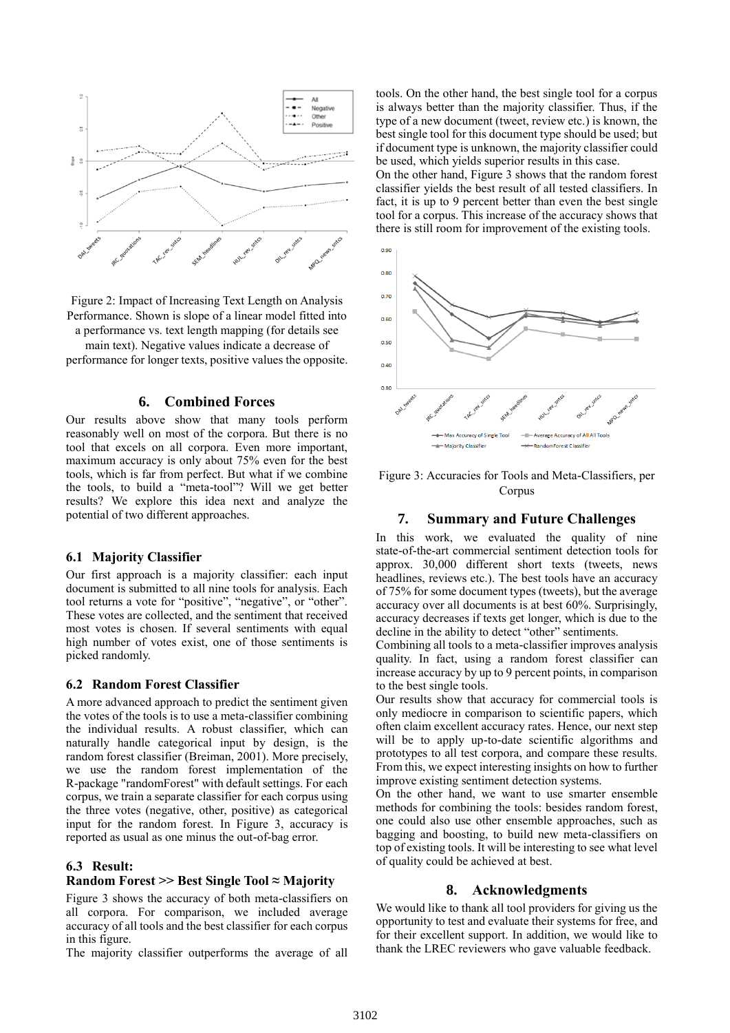1.0

0.5

0.0

-0.5

-1.0

Slope

All
Negative
Other
Positive

DAI_tweets
JRC_quotations
TAC_rev_sntcs
SEM_headlines
HUL_rev_sntcs
DIL_rev_sntcs
MPQ_news_sntcs

Figure 2: Impact of Increasing Text Length on Analysis Performance. Shown is slope of a linear model fitted into a performance vs. text length mapping (for details see main text). Negative values indicate a decrease of performance for longer texts, positive values the opposite.

## 6. Combined Forces

Our results above show that many tools perform reasonably well on most of the corpora. But there is no tool that excels on all corpora. Even more important, maximum accuracy is only about 75% even for the best tools, which is far from perfect. But what if we combine the tools, to build a "meta-tool"? Will we get better results? We explore this idea next and analyze the potential of two different approaches.

### 6.1 Majority Classifier

Our first approach is a majority classifier: each input document is submitted to all nine tools for analysis. Each tool returns a vote for "positive", "negative", or "other". These votes are collected, and the sentiment that received most votes is chosen. If several sentiments with equal high number of votes exist, one of those sentiments is picked randomly.

### 6.2 Random Forest Classifier

A more advanced approach to predict the sentiment given the votes of the tools is to use a meta-classifier combining the individual results. A robust classifier, which can naturally handle categorical input by design, is the random forest classifier (Breiman, 2001). More precisely, we use the random forest implementation of the R-package "randomForest" with default settings. For each corpus, we train a separate classifier for each corpus using the three votes (negative, other, positive) as categorical input for the random forest. In Figure 3, accuracy is reported as usual as one minus the out-of-bag error.

### 6.3 Result: Random Forest >> Best Single Tool ≈ Majority

Figure 3 shows the accuracy of both meta-classifiers on all corpora. For comparison, we included average accuracy of all tools and the best classifier for each corpus in this figure.

The majority classifier outperforms the average of all tools. On the other hand, the best single tool for a corpus is always better than the majority classifier. Thus, if the type of a new document (tweet, review etc.) is known, the best single tool for this document type should be used; but if document type is unknown, the majority classifier could be used, which yields superior results in this case.

On the other hand, Figure 3 shows that the random forest classifier yields the best result of all tested classifiers. In fact, it is up to 9 percent better than even the best single tool for a corpus. This increase of the accuracy shows that there is still room for improvement of the existing tools.

0.90
0.80
0.70
0.60
0.50
0.40
0.30

DAI_tweets
JRC_quotations
TAC_rev_sntcs
SEM_headlines
HUL_rev_sntcs
DIL_rev_sntcs
MPQ_news_sntcs

Max Accuracy of Single Tool
Average Accuracy of All All Tools
Majority Classifier
RandomForest Classifier

Figure 3: Accuracies for Tools and Meta-Classifiers, per Corpus

## 7. Summary and Future Challenges

In this work, we evaluated the quality of nine state-of-the-art commercial sentiment detection tools for approx. 30,000 different short texts (tweets, news headlines, reviews etc.). The best tools have an accuracy of 75% for some document types (tweets), but the average accuracy over all documents is at best 60%. Surprisingly, accuracy decreases if texts get longer, which is due to the decline in the ability to detect "other" sentiments.

Combining all tools to a meta-classifier improves analysis quality. In fact, using a random forest classifier can increase accuracy by up to 9 percent points, in comparison to the best single tools.

Our results show that accuracy for commercial tools is only mediocre in comparison to scientific papers, which often claim excellent accuracy rates. Hence, our next step will be to apply up-to-date scientific algorithms and prototypes to all test corpora, and compare these results. From this, we expect interesting insights on how to further improve existing sentiment detection systems.

On the other hand, we want to use smarter ensemble methods for combining the tools: besides random forest, one could also use other ensemble approaches, such as bagging and boosting, to build new meta-classifiers on top of existing tools. It will be interesting to see what level of quality could be achieved at best.

## 8. Acknowledgments

We would like to thank all tool providers for giving us the opportunity to test and evaluate their systems for free, and for their excellent support. In addition, we would like to thank the LREC reviewers who gave valuable feedback.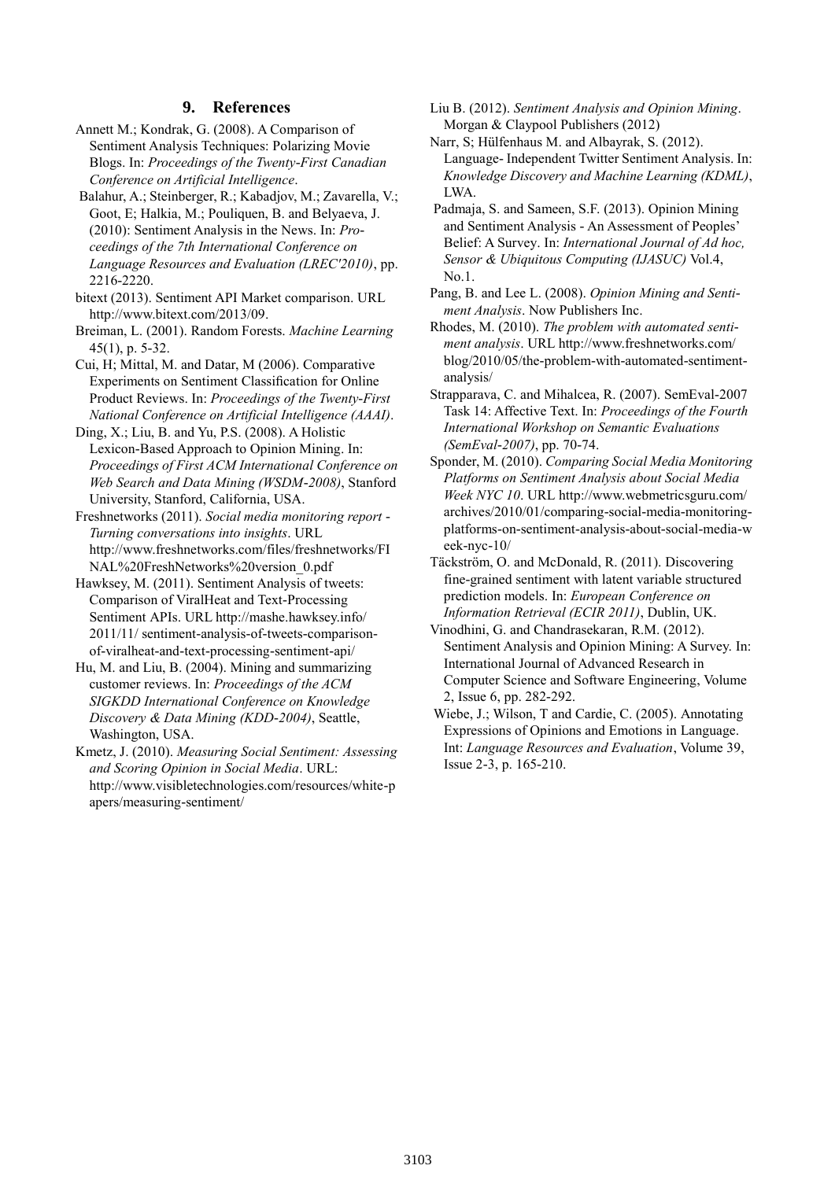## 9. References

Annett M.; Kondrak, G. (2008). A Comparison of Sentiment Analysis Techniques: Polarizing Movie Blogs. In: *Proceedings of the Twenty-First Canadian Conference on Artificial Intelligence*.

Balahur, A.; Steinberger, R.; Kabadjov, M.; Zavarella, V.; Goot, E; Halkia, M.; Pouliquen, B. and Belyaeva, J. (2010): Sentiment Analysis in the News. In: *Proceedings of the 7th International Conference on Language Resources and Evaluation (LREC'2010)*, pp. 2216-2220.

bitext (2013). Sentiment API Market comparison. URL http://www.bitext.com/2013/09.

Breiman, L. (2001). Random Forests. *Machine Learning* 45(1), p. 5-32.

Cui, H; Mittal, M. and Datar, M (2006). Comparative Experiments on Sentiment Classification for Online Product Reviews. In: *Proceedings of the Twenty-First National Conference on Artificial Intelligence (AAAI)*.

Ding, X.; Liu, B. and Yu, P.S. (2008). A Holistic Lexicon-Based Approach to Opinion Mining. In: *Proceedings of First ACM International Conference on Web Search and Data Mining (WSDM-2008)*, Stanford University, Stanford, California, USA.

Freshnetworks (2011). *Social media monitoring report - Turning conversations into insights*. URL http://www.freshnetworks.com/files/freshnetworks/FINAL%20FreshNetworks%20version_0.pdf

Hawksey, M. (2011). Sentiment Analysis of tweets: Comparison of ViralHeat and Text-Processing Sentiment APIs. URL http://mashe.hawksey.info/2011/11/ sentiment-analysis-of-tweets-comparison-of-viralheat-and-text-processing-sentiment-api/

Hu, M. and Liu, B. (2004). Mining and summarizing customer reviews. In: *Proceedings of the ACM SIGKDD International Conference on Knowledge Discovery & Data Mining (KDD-2004)*, Seattle, Washington, USA.

Kmetz, J. (2010). *Measuring Social Sentiment: Assessing and Scoring Opinion in Social Media*. URL: http://www.visibletechnologies.com/resources/white-papers/measuring-sentiment/

Liu B. (2012). *Sentiment Analysis and Opinion Mining*. Morgan & Claypool Publishers (2012)

Narr, S; Hülfenhaus M. and Albayrak, S. (2012). Language- Independent Twitter Sentiment Analysis. In: *Knowledge Discovery and Machine Learning (KDML)*, LWA.

Padmaja, S. and Sameen, S.F. (2013). Opinion Mining and Sentiment Analysis - An Assessment of Peoples' Belief: A Survey. In: *International Journal of Ad hoc, Sensor & Ubiquitous Computing (IJASUC)* Vol.4, No.1.

Pang, B. and Lee L. (2008). *Opinion Mining and Sentiment Analysis*. Now Publishers Inc.

Rhodes, M. (2010). *The problem with automated sentiment analysis*. URL http://www.freshnetworks.com/blog/2010/05/the-problem-with-automated-sentiment-analysis/

Strapparava, C. and Mihalcea, R. (2007). SemEval-2007 Task 14: Affective Text. In: *Proceedings of the Fourth International Workshop on Semantic Evaluations (SemEval-2007)*, pp. 70-74.

Sponder, M. (2010). *Comparing Social Media Monitoring Platforms on Sentiment Analysis about Social Media Week NYC 10*. URL http://www.webmetricsguru.com/archives/2010/01/comparing-social-media-monitoring-platforms-on-sentiment-analysis-about-social-media-week-nyc-10/

Täckström, O. and McDonald, R. (2011). Discovering fine-grained sentiment with latent variable structured prediction models. In: *European Conference on Information Retrieval (ECIR 2011)*, Dublin, UK.

Vinodhini, G. and Chandrasekaran, R.M. (2012). Sentiment Analysis and Opinion Mining: A Survey. In: International Journal of Advanced Research in Computer Science and Software Engineering, Volume 2, Issue 6, pp. 282-292.

Wiebe, J.; Wilson, T and Cardie, C. (2005). Annotating Expressions of Opinions and Emotions in Language. Int: *Language Resources and Evaluation*, Volume 39, Issue 2-3, p. 165-210.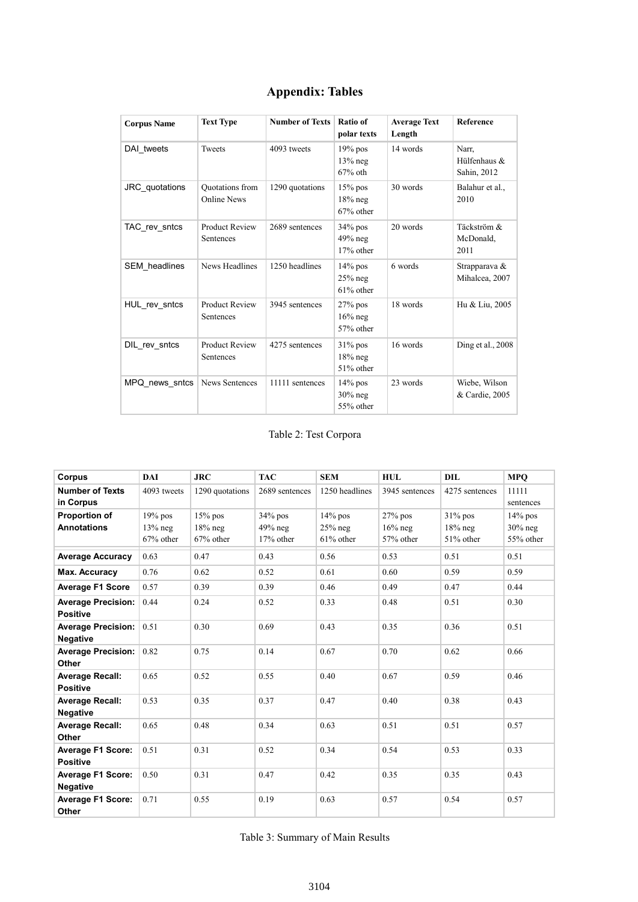# Appendix: Tables

| Corpus Name | Text Type | Number of Texts | Ratio of polar texts | Average Text Length | Reference |
|---|---|---|---|---|---|
| DAI_tweets | Tweets | 4093 tweets | 19% pos 13% neg 67% oth | 14 words | Narr, Hülfenhaus & Sahin, 2012 |
| JRC_quotations | Quotations from Online News | 1290 quotations | 15% pos 18% neg 67% other | 30 words | Balahur et al., 2010 |
| TAC_rev_sntcs | Product Review Sentences | 2689 sentences | 34% pos 49% neg 17% other | 20 words | Täckström & McDonald, 2011 |
| SEM_headlines | News Headlines | 1250 headlines | 14% pos 25% neg 61% other | 6 words | Strapparava & Mihalcea, 2007 |
| HUL_rev_sntcs | Product Review Sentences | 3945 sentences | 27% pos 16% neg 57% other | 18 words | Hu & Liu, 2005 |
| DIL_rev_sntcs | Product Review Sentences | 4275 sentences | 31% pos 18% neg 51% other | 16 words | Ding et al., 2008 |
| MPQ_news_sntcs | News Sentences | 11111 sentences | 14% pos 30% neg 55% other | 23 words | Wiebe, Wilson & Cardie, 2005 |

Table 2: Test Corpora

| Corpus | DAI | JRC | TAC | SEM | HUL | DIL | MPQ |
|---|---|---|---|---|---|---|---|
| Number of Texts in Corpus | 4093 tweets | 1290 quotations | 2689 sentences | 1250 headlines | 3945 sentences | 4275 sentences | 11111 sentences |
| Proportion of Annotations | 19% pos 13% neg 67% other | 15% pos 18% neg 67% other | 34% pos 49% neg 17% other | 14% pos 25% neg 61% other | 27% pos 16% neg 57% other | 31% pos 18% neg 51% other | 14% pos 30% neg 55% other |
| Average Accuracy | 0.63 | 0.47 | 0.43 | 0.56 | 0.53 | 0.51 | 0.51 |
| Max. Accuracy | 0.76 | 0.62 | 0.52 | 0.61 | 0.60 | 0.59 | 0.59 |
| Average F1 Score | 0.57 | 0.39 | 0.39 | 0.46 | 0.49 | 0.47 | 0.44 |
| Average Precision: Positive | 0.44 | 0.24 | 0.52 | 0.33 | 0.48 | 0.51 | 0.30 |
| Average Precision: Negative | 0.51 | 0.30 | 0.69 | 0.43 | 0.35 | 0.36 | 0.51 |
| Average Precision: Other | 0.82 | 0.75 | 0.14 | 0.67 | 0.70 | 0.62 | 0.66 |
| Average Recall: Positive | 0.65 | 0.52 | 0.55 | 0.40 | 0.67 | 0.59 | 0.46 |
| Average Recall: Negative | 0.53 | 0.35 | 0.37 | 0.47 | 0.40 | 0.38 | 0.43 |
| Average Recall: Other | 0.65 | 0.48 | 0.34 | 0.63 | 0.51 | 0.51 | 0.57 |
| Average F1 Score: Positive | 0.51 | 0.31 | 0.52 | 0.34 | 0.54 | 0.53 | 0.33 |
| Average F1 Score: Negative | 0.50 | 0.31 | 0.47 | 0.42 | 0.35 | 0.35 | 0.43 |
| Average F1 Score: Other | 0.71 | 0.55 | 0.19 | 0.63 | 0.57 | 0.54 | 0.57 |

Table 3: Summary of Main Results